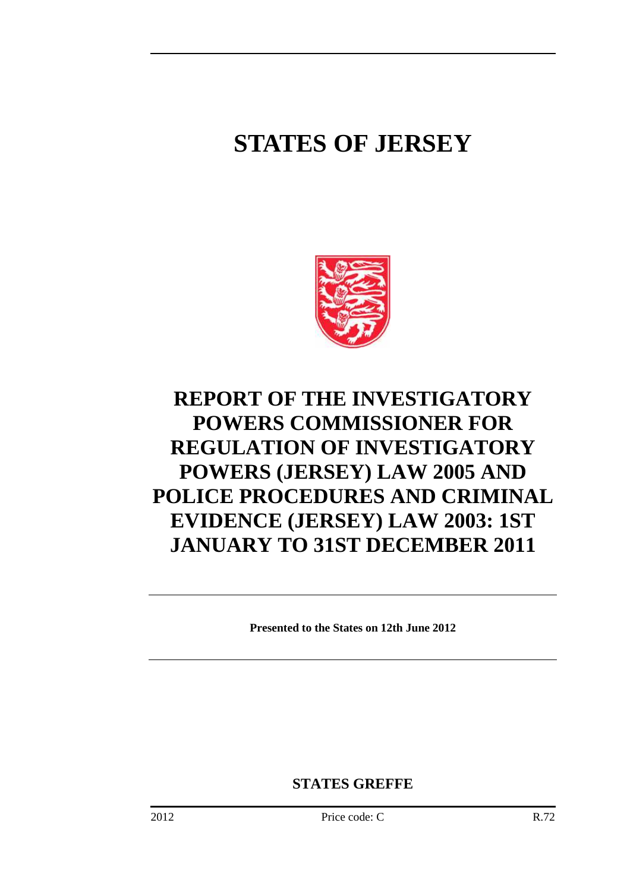# STATES OF JERSEY

# REPORT OF THE INVESTIGATORY POWERS COMMISSIONER FOR REGULATION OF INVESTIGATORY POWERS (JERSEY) LAW 2005 AND POLICE PROCEDURES AND CRIMINAL EVIDENCE (JERSEY) LAW 2003: 1ST JANUARY TO 31ST DECEMBER 2011

**Presented to the States on 12th June 2012**

**STATES GREFFE**

2012 Price code: C R.72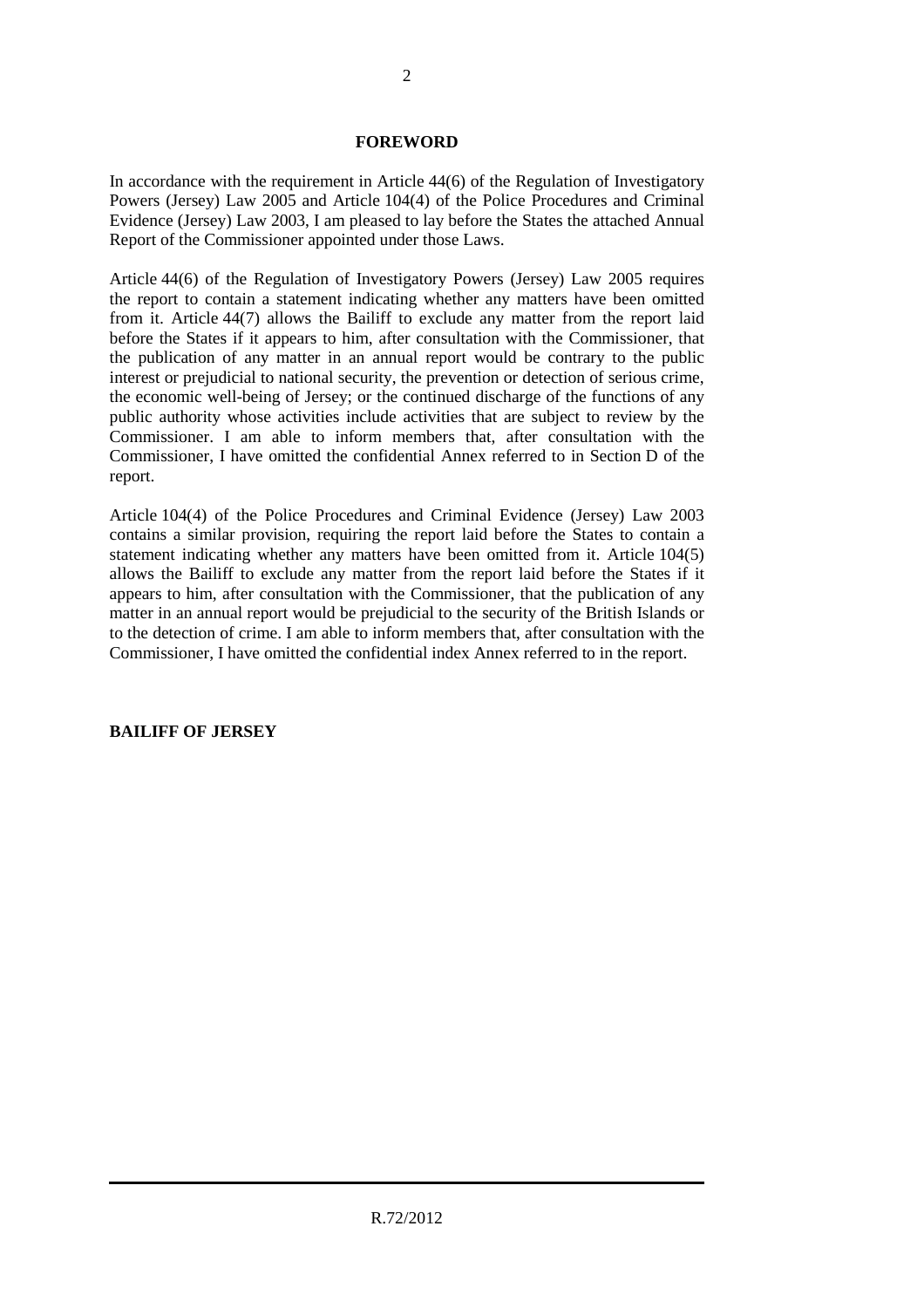## FOREWORD

In accordance with the requirement in Article 44(6) of the Regulation of Investigatory Powers (Jersey) Law 2005 and Article 104(4) of the Police Procedures and Criminal Evidence (Jersey) Law 2003, I am pleased to lay before the States the attached Annual Report of the Commissioner appointed under those Laws.

Article 44(6) of the Regulation of Investigatory Powers (Jersey) Law 2005 requires the report to contain a statement indicating whether any matters have been omitted from it. Article 44(7) allows the Bailiff to exclude any matter from the report laid before the States if it appears to him, after consultation with the Commissioner, that the publication of any matter in an annual report would be contrary to the public interest or prejudicial to national security, the prevention or detection of serious crime, the economic well-being of Jersey; or the continued discharge of the functions of any public authority whose activities include activities that are subject to review by the Commissioner. I am able to inform members that, after consultation with the Commissioner, I have omitted the confidential Annex referred to in Section D of the report.

Article 104(4) of the Police Procedures and Criminal Evidence (Jersey) Law 2003 contains a similar provision, requiring the report laid before the States to contain a statement indicating whether any matters have been omitted from it. Article 104(5) allows the Bailiff to exclude any matter from the report laid before the States if it appears to him, after consultation with the Commissioner, that the publication of any matter in an annual report would be prejudicial to the security of the British Islands or to the detection of crime. I am able to inform members that, after consultation with the Commissioner, I have omitted the confidential index Annex referred to in the report.

**BAILIFF OF JERSEY**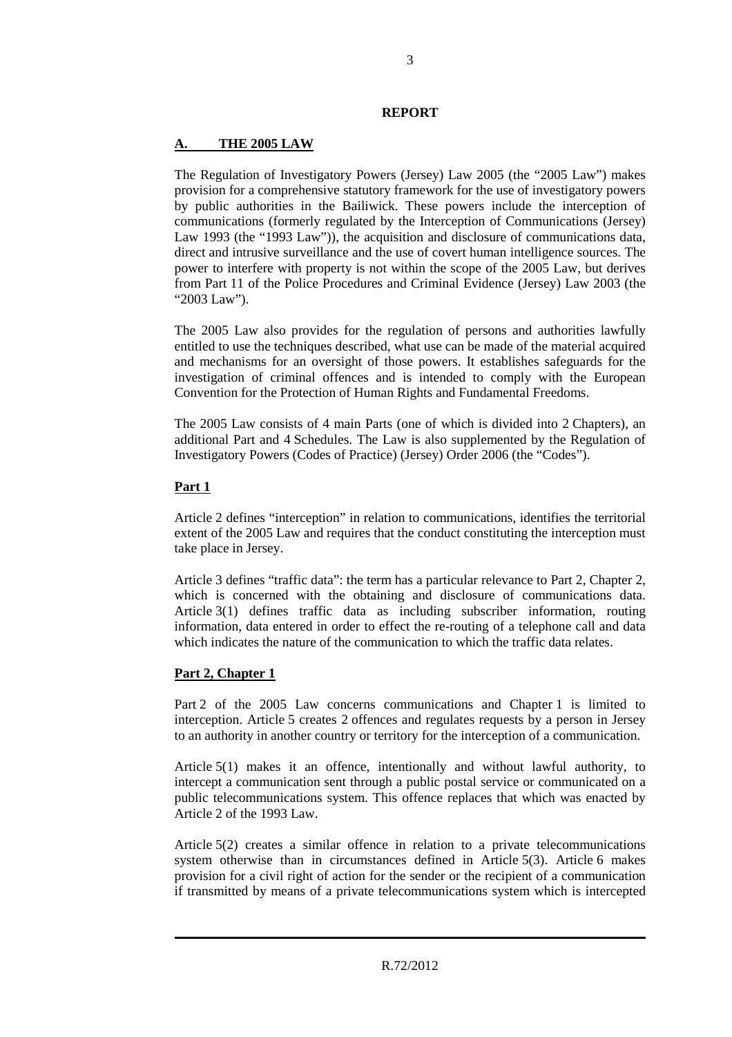## REPORT

## A. THE 2005 LAW

The Regulation of Investigatory Powers (Jersey) Law 2005 (the "2005 Law") makes provision for a comprehensive statutory framework for the use of investigatory powers by public authorities in the Bailiwick. These powers include the interception of communications (formerly regulated by the Interception of Communications (Jersey) Law 1993 (the "1993 Law")), the acquisition and disclosure of communications data, direct and intrusive surveillance and the use of covert human intelligence sources. The power to interfere with property is not within the scope of the 2005 Law, but derives from Part 11 of the Police Procedures and Criminal Evidence (Jersey) Law 2003 (the "2003 Law").

The 2005 Law also provides for the regulation of persons and authorities lawfully entitled to use the techniques described, what use can be made of the material acquired and mechanisms for an oversight of those powers. It establishes safeguards for the investigation of criminal offences and is intended to comply with the European Convention for the Protection of Human Rights and Fundamental Freedoms.

The 2005 Law consists of 4 main Parts (one of which is divided into 2 Chapters), an additional Part and 4 Schedules. The Law is also supplemented by the Regulation of Investigatory Powers (Codes of Practice) (Jersey) Order 2006 (the "Codes").

### Part 1

Article 2 defines "interception" in relation to communications, identifies the territorial extent of the 2005 Law and requires that the conduct constituting the interception must take place in Jersey.

Article 3 defines "traffic data": the term has a particular relevance to Part 2, Chapter 2, which is concerned with the obtaining and disclosure of communications data. Article 3(1) defines traffic data as including subscriber information, routing information, data entered in order to effect the re-routing of a telephone call and data which indicates the nature of the communication to which the traffic data relates.

### Part 2, Chapter 1

Part 2 of the 2005 Law concerns communications and Chapter 1 is limited to interception. Article 5 creates 2 offences and regulates requests by a person in Jersey to an authority in another country or territory for the interception of a communication.

Article 5(1) makes it an offence, intentionally and without lawful authority, to intercept a communication sent through a public postal service or communicated on a public telecommunications system. This offence replaces that which was enacted by Article 2 of the 1993 Law.

Article 5(2) creates a similar offence in relation to a private telecommunications system otherwise than in circumstances defined in Article 5(3). Article 6 makes provision for a civil right of action for the sender or the recipient of a communication if transmitted by means of a private telecommunications system which is intercepted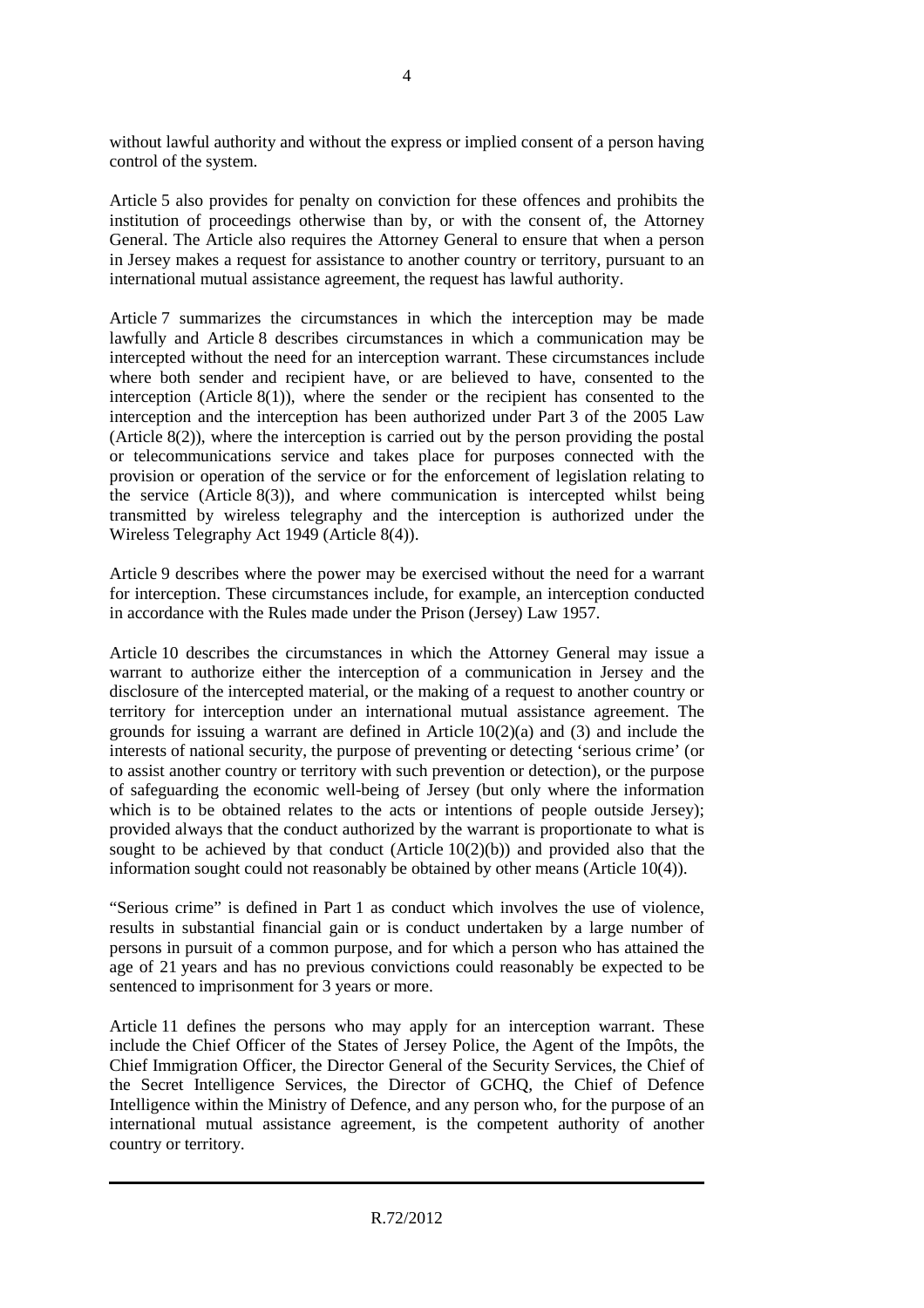without lawful authority and without the express or implied consent of a person having control of the system.

Article 5 also provides for penalty on conviction for these offences and prohibits the institution of proceedings otherwise than by, or with the consent of, the Attorney General. The Article also requires the Attorney General to ensure that when a person in Jersey makes a request for assistance to another country or territory, pursuant to an international mutual assistance agreement, the request has lawful authority.

Article 7 summarizes the circumstances in which the interception may be made lawfully and Article 8 describes circumstances in which a communication may be intercepted without the need for an interception warrant. These circumstances include where both sender and recipient have, or are believed to have, consented to the interception (Article 8(1)), where the sender or the recipient has consented to the interception and the interception has been authorized under Part 3 of the 2005 Law (Article 8(2)), where the interception is carried out by the person providing the postal or telecommunications service and takes place for purposes connected with the provision or operation of the service or for the enforcement of legislation relating to the service (Article 8(3)), and where communication is intercepted whilst being transmitted by wireless telegraphy and the interception is authorized under the Wireless Telegraphy Act 1949 (Article 8(4)).

Article 9 describes where the power may be exercised without the need for a warrant for interception. These circumstances include, for example, an interception conducted in accordance with the Rules made under the Prison (Jersey) Law 1957.

Article 10 describes the circumstances in which the Attorney General may issue a warrant to authorize either the interception of a communication in Jersey and the disclosure of the intercepted material, or the making of a request to another country or territory for interception under an international mutual assistance agreement. The grounds for issuing a warrant are defined in Article 10(2)(a) and (3) and include the interests of national security, the purpose of preventing or detecting 'serious crime' (or to assist another country or territory with such prevention or detection), or the purpose of safeguarding the economic well-being of Jersey (but only where the information which is to be obtained relates to the acts or intentions of people outside Jersey); provided always that the conduct authorized by the warrant is proportionate to what is sought to be achieved by that conduct (Article 10(2)(b)) and provided also that the information sought could not reasonably be obtained by other means (Article 10(4)).

"Serious crime" is defined in Part 1 as conduct which involves the use of violence, results in substantial financial gain or is conduct undertaken by a large number of persons in pursuit of a common purpose, and for which a person who has attained the age of 21 years and has no previous convictions could reasonably be expected to be sentenced to imprisonment for 3 years or more.

Article 11 defines the persons who may apply for an interception warrant. These include the Chief Officer of the States of Jersey Police, the Agent of the Impôts, the Chief Immigration Officer, the Director General of the Security Services, the Chief of the Secret Intelligence Services, the Director of GCHQ, the Chief of Defence Intelligence within the Ministry of Defence, and any person who, for the purpose of an international mutual assistance agreement, is the competent authority of another country or territory.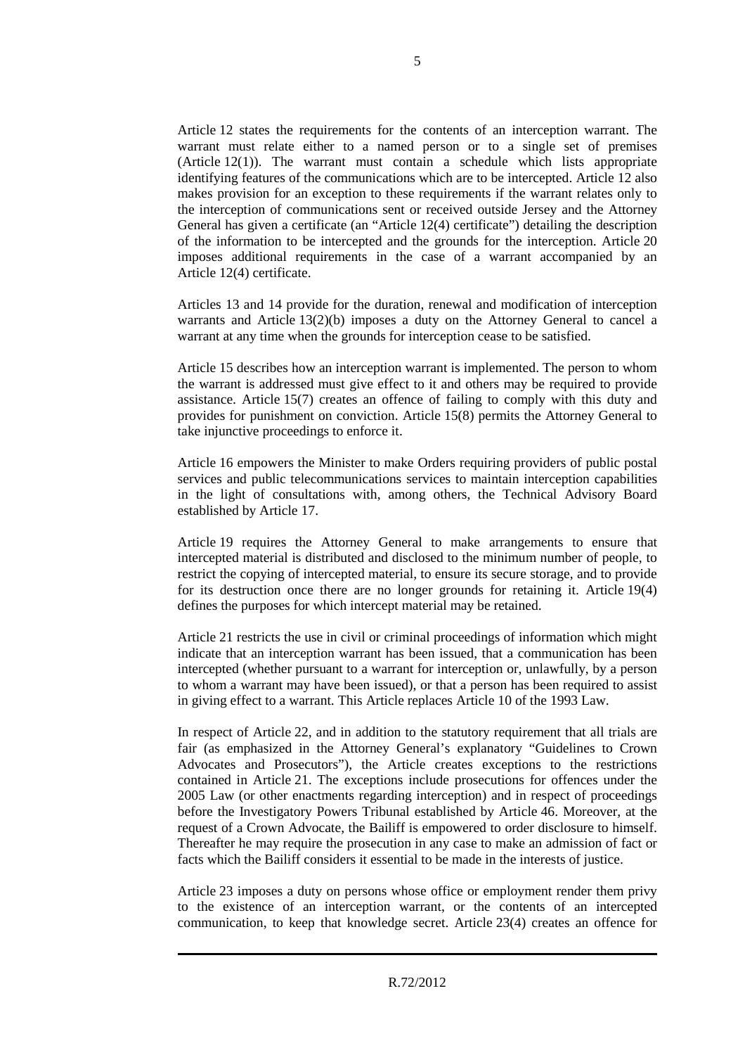Article 12 states the requirements for the contents of an interception warrant. The warrant must relate either to a named person or to a single set of premises (Article 12(1)). The warrant must contain a schedule which lists appropriate identifying features of the communications which are to be intercepted. Article 12 also makes provision for an exception to these requirements if the warrant relates only to the interception of communications sent or received outside Jersey and the Attorney General has given a certificate (an "Article 12(4) certificate") detailing the description of the information to be intercepted and the grounds for the interception. Article 20 imposes additional requirements in the case of a warrant accompanied by an Article 12(4) certificate.

Articles 13 and 14 provide for the duration, renewal and modification of interception warrants and Article 13(2)(b) imposes a duty on the Attorney General to cancel a warrant at any time when the grounds for interception cease to be satisfied.

Article 15 describes how an interception warrant is implemented. The person to whom the warrant is addressed must give effect to it and others may be required to provide assistance. Article 15(7) creates an offence of failing to comply with this duty and provides for punishment on conviction. Article 15(8) permits the Attorney General to take injunctive proceedings to enforce it.

Article 16 empowers the Minister to make Orders requiring providers of public postal services and public telecommunications services to maintain interception capabilities in the light of consultations with, among others, the Technical Advisory Board established by Article 17.

Article 19 requires the Attorney General to make arrangements to ensure that intercepted material is distributed and disclosed to the minimum number of people, to restrict the copying of intercepted material, to ensure its secure storage, and to provide for its destruction once there are no longer grounds for retaining it. Article 19(4) defines the purposes for which intercept material may be retained.

Article 21 restricts the use in civil or criminal proceedings of information which might indicate that an interception warrant has been issued, that a communication has been intercepted (whether pursuant to a warrant for interception or, unlawfully, by a person to whom a warrant may have been issued), or that a person has been required to assist in giving effect to a warrant. This Article replaces Article 10 of the 1993 Law.

In respect of Article 22, and in addition to the statutory requirement that all trials are fair (as emphasized in the Attorney General's explanatory "Guidelines to Crown Advocates and Prosecutors"), the Article creates exceptions to the restrictions contained in Article 21. The exceptions include prosecutions for offences under the 2005 Law (or other enactments regarding interception) and in respect of proceedings before the Investigatory Powers Tribunal established by Article 46. Moreover, at the request of a Crown Advocate, the Bailiff is empowered to order disclosure to himself. Thereafter he may require the prosecution in any case to make an admission of fact or facts which the Bailiff considers it essential to be made in the interests of justice.

Article 23 imposes a duty on persons whose office or employment render them privy to the existence of an interception warrant, or the contents of an intercepted communication, to keep that knowledge secret. Article 23(4) creates an offence for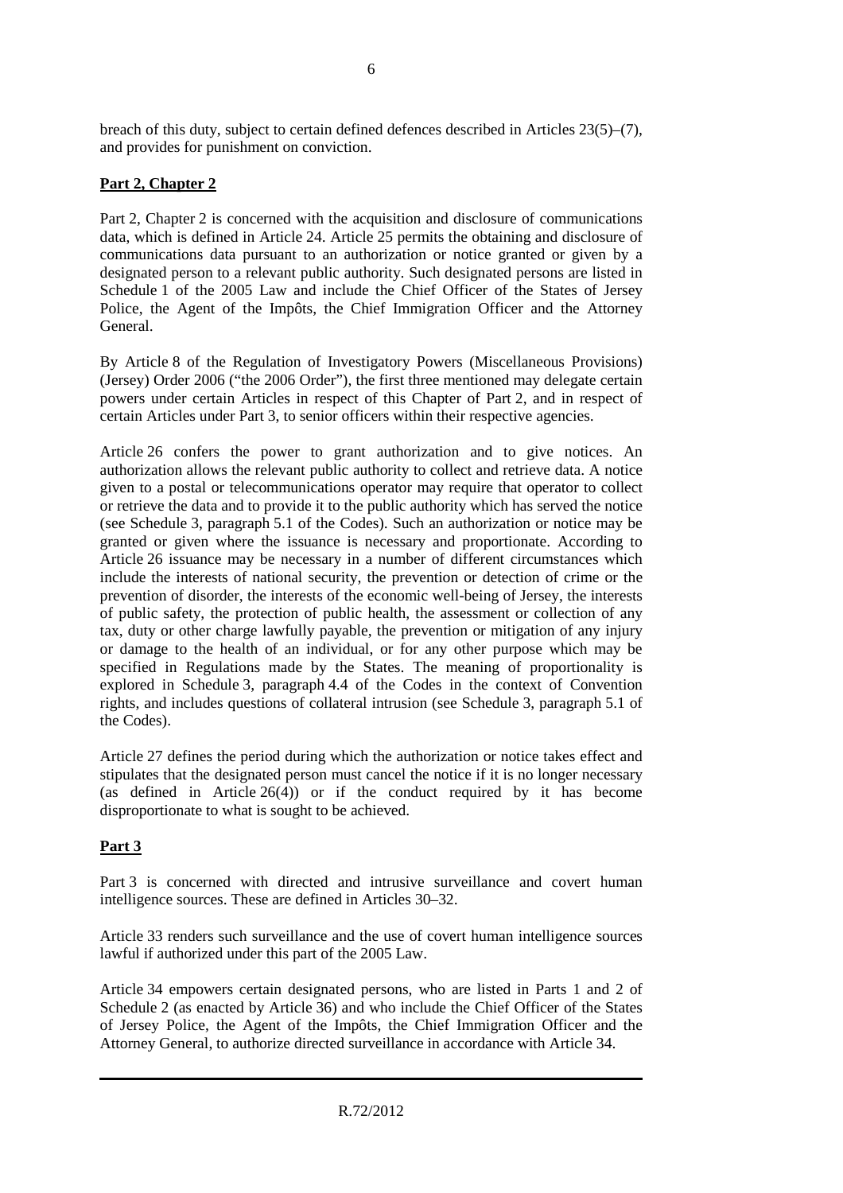breach of this duty, subject to certain defined defences described in Articles 23(5)–(7), and provides for punishment on conviction.

**Part 2, Chapter 2**

Part 2, Chapter 2 is concerned with the acquisition and disclosure of communications data, which is defined in Article 24. Article 25 permits the obtaining and disclosure of communications data pursuant to an authorization or notice granted or given by a designated person to a relevant public authority. Such designated persons are listed in Schedule 1 of the 2005 Law and include the Chief Officer of the States of Jersey Police, the Agent of the Impôts, the Chief Immigration Officer and the Attorney General.

By Article 8 of the Regulation of Investigatory Powers (Miscellaneous Provisions) (Jersey) Order 2006 ("the 2006 Order"), the first three mentioned may delegate certain powers under certain Articles in respect of this Chapter of Part 2, and in respect of certain Articles under Part 3, to senior officers within their respective agencies.

Article 26 confers the power to grant authorization and to give notices. An authorization allows the relevant public authority to collect and retrieve data. A notice given to a postal or telecommunications operator may require that operator to collect or retrieve the data and to provide it to the public authority which has served the notice (see Schedule 3, paragraph 5.1 of the Codes). Such an authorization or notice may be granted or given where the issuance is necessary and proportionate. According to Article 26 issuance may be necessary in a number of different circumstances which include the interests of national security, the prevention or detection of crime or the prevention of disorder, the interests of the economic well-being of Jersey, the interests of public safety, the protection of public health, the assessment or collection of any tax, duty or other charge lawfully payable, the prevention or mitigation of any injury or damage to the health of an individual, or for any other purpose which may be specified in Regulations made by the States. The meaning of proportionality is explored in Schedule 3, paragraph 4.4 of the Codes in the context of Convention rights, and includes questions of collateral intrusion (see Schedule 3, paragraph 5.1 of the Codes).

Article 27 defines the period during which the authorization or notice takes effect and stipulates that the designated person must cancel the notice if it is no longer necessary (as defined in Article 26(4)) or if the conduct required by it has become disproportionate to what is sought to be achieved.

**Part 3**

Part 3 is concerned with directed and intrusive surveillance and covert human intelligence sources. These are defined in Articles 30–32.

Article 33 renders such surveillance and the use of covert human intelligence sources lawful if authorized under this part of the 2005 Law.

Article 34 empowers certain designated persons, who are listed in Parts 1 and 2 of Schedule 2 (as enacted by Article 36) and who include the Chief Officer of the States of Jersey Police, the Agent of the Impôts, the Chief Immigration Officer and the Attorney General, to authorize directed surveillance in accordance with Article 34.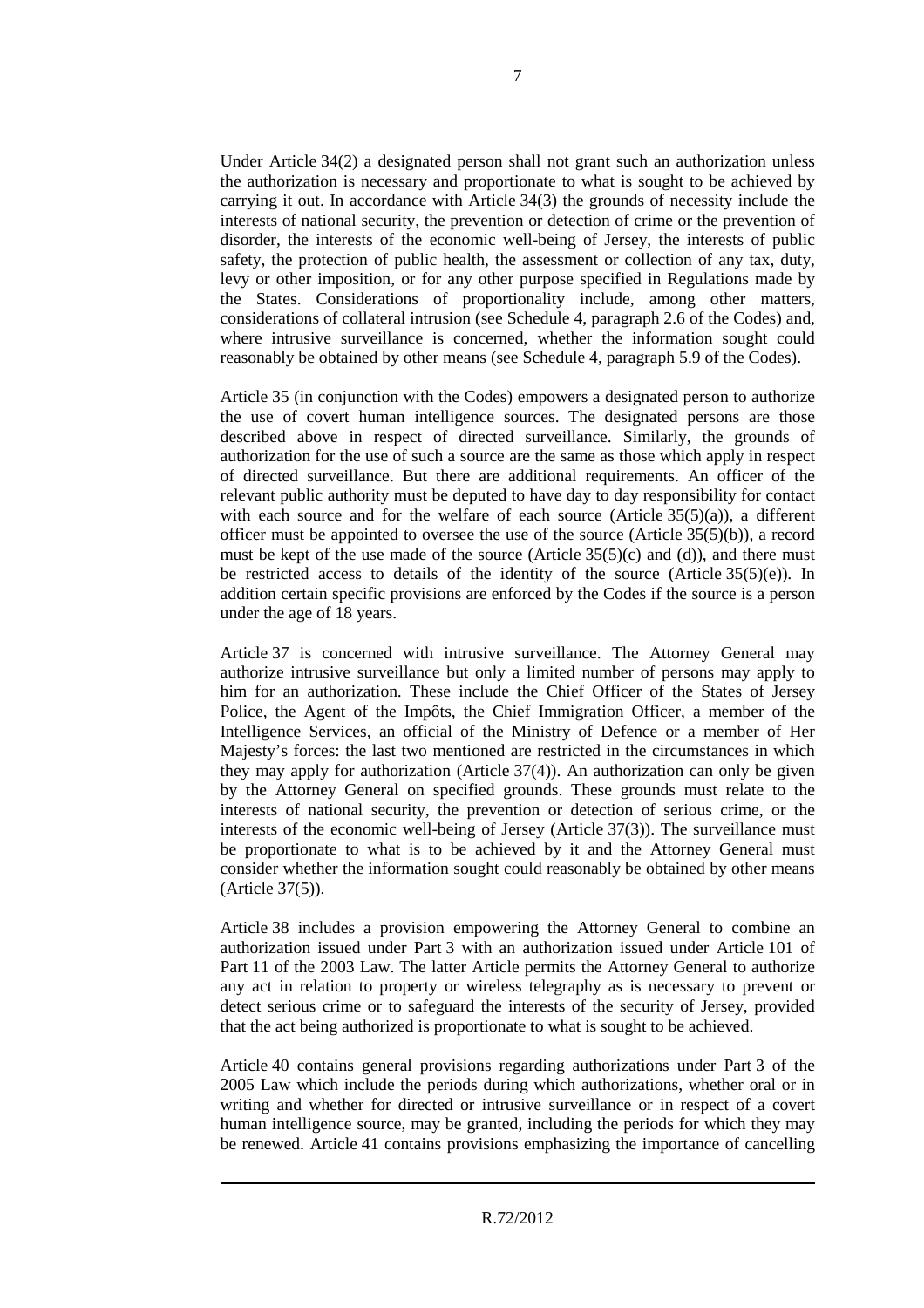Under Article 34(2) a designated person shall not grant such an authorization unless the authorization is necessary and proportionate to what is sought to be achieved by carrying it out. In accordance with Article 34(3) the grounds of necessity include the interests of national security, the prevention or detection of crime or the prevention of disorder, the interests of the economic well-being of Jersey, the interests of public safety, the protection of public health, the assessment or collection of any tax, duty, levy or other imposition, or for any other purpose specified in Regulations made by the States. Considerations of proportionality include, among other matters, considerations of collateral intrusion (see Schedule 4, paragraph 2.6 of the Codes) and, where intrusive surveillance is concerned, whether the information sought could reasonably be obtained by other means (see Schedule 4, paragraph 5.9 of the Codes).

Article 35 (in conjunction with the Codes) empowers a designated person to authorize the use of covert human intelligence sources. The designated persons are those described above in respect of directed surveillance. Similarly, the grounds of authorization for the use of such a source are the same as those which apply in respect of directed surveillance. But there are additional requirements. An officer of the relevant public authority must be deputed to have day to day responsibility for contact with each source and for the welfare of each source (Article 35(5)(a)), a different officer must be appointed to oversee the use of the source (Article 35(5)(b)), a record must be kept of the use made of the source (Article 35(5)(c) and (d)), and there must be restricted access to details of the identity of the source (Article 35(5)(e)). In addition certain specific provisions are enforced by the Codes if the source is a person under the age of 18 years.

Article 37 is concerned with intrusive surveillance. The Attorney General may authorize intrusive surveillance but only a limited number of persons may apply to him for an authorization. These include the Chief Officer of the States of Jersey Police, the Agent of the Impôts, the Chief Immigration Officer, a member of the Intelligence Services, an official of the Ministry of Defence or a member of Her Majesty's forces: the last two mentioned are restricted in the circumstances in which they may apply for authorization (Article 37(4)). An authorization can only be given by the Attorney General on specified grounds. These grounds must relate to the interests of national security, the prevention or detection of serious crime, or the interests of the economic well-being of Jersey (Article 37(3)). The surveillance must be proportionate to what is to be achieved by it and the Attorney General must consider whether the information sought could reasonably be obtained by other means (Article 37(5)).

Article 38 includes a provision empowering the Attorney General to combine an authorization issued under Part 3 with an authorization issued under Article 101 of Part 11 of the 2003 Law. The latter Article permits the Attorney General to authorize any act in relation to property or wireless telegraphy as is necessary to prevent or detect serious crime or to safeguard the interests of the security of Jersey, provided that the act being authorized is proportionate to what is sought to be achieved.

Article 40 contains general provisions regarding authorizations under Part 3 of the 2005 Law which include the periods during which authorizations, whether oral or in writing and whether for directed or intrusive surveillance or in respect of a covert human intelligence source, may be granted, including the periods for which they may be renewed. Article 41 contains provisions emphasizing the importance of cancelling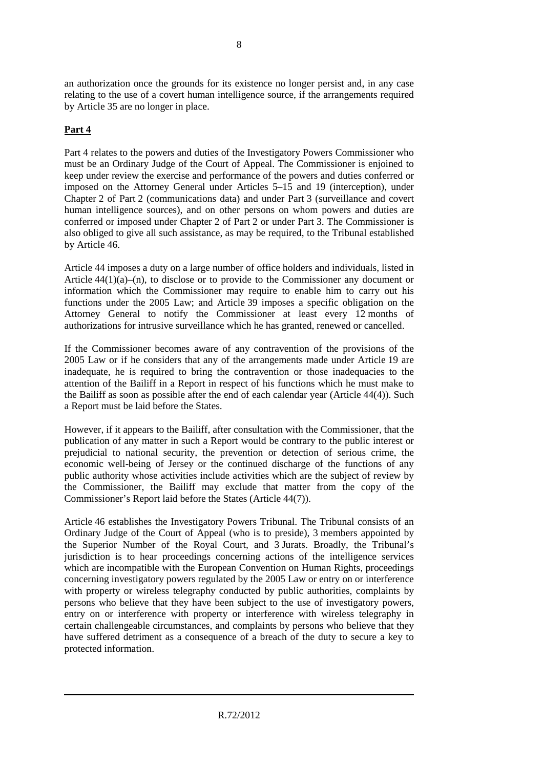an authorization once the grounds for its existence no longer persist and, in any case relating to the use of a covert human intelligence source, if the arrangements required by Article 35 are no longer in place.

**Part 4**

Part 4 relates to the powers and duties of the Investigatory Powers Commissioner who must be an Ordinary Judge of the Court of Appeal. The Commissioner is enjoined to keep under review the exercise and performance of the powers and duties conferred or imposed on the Attorney General under Articles 5–15 and 19 (interception), under Chapter 2 of Part 2 (communications data) and under Part 3 (surveillance and covert human intelligence sources), and on other persons on whom powers and duties are conferred or imposed under Chapter 2 of Part 2 or under Part 3. The Commissioner is also obliged to give all such assistance, as may be required, to the Tribunal established by Article 46.

Article 44 imposes a duty on a large number of office holders and individuals, listed in Article 44(1)(a)–(n), to disclose or to provide to the Commissioner any document or information which the Commissioner may require to enable him to carry out his functions under the 2005 Law; and Article 39 imposes a specific obligation on the Attorney General to notify the Commissioner at least every 12 months of authorizations for intrusive surveillance which he has granted, renewed or cancelled.

If the Commissioner becomes aware of any contravention of the provisions of the 2005 Law or if he considers that any of the arrangements made under Article 19 are inadequate, he is required to bring the contravention or those inadequacies to the attention of the Bailiff in a Report in respect of his functions which he must make to the Bailiff as soon as possible after the end of each calendar year (Article 44(4)). Such a Report must be laid before the States.

However, if it appears to the Bailiff, after consultation with the Commissioner, that the publication of any matter in such a Report would be contrary to the public interest or prejudicial to national security, the prevention or detection of serious crime, the economic well-being of Jersey or the continued discharge of the functions of any public authority whose activities include activities which are the subject of review by the Commissioner, the Bailiff may exclude that matter from the copy of the Commissioner's Report laid before the States (Article 44(7)).

Article 46 establishes the Investigatory Powers Tribunal. The Tribunal consists of an Ordinary Judge of the Court of Appeal (who is to preside), 3 members appointed by the Superior Number of the Royal Court, and 3 Jurats. Broadly, the Tribunal's jurisdiction is to hear proceedings concerning actions of the intelligence services which are incompatible with the European Convention on Human Rights, proceedings concerning investigatory powers regulated by the 2005 Law or entry on or interference with property or wireless telegraphy conducted by public authorities, complaints by persons who believe that they have been subject to the use of investigatory powers, entry on or interference with property or interference with wireless telegraphy in certain challengeable circumstances, and complaints by persons who believe that they have suffered detriment as a consequence of a breach of the duty to secure a key to protected information.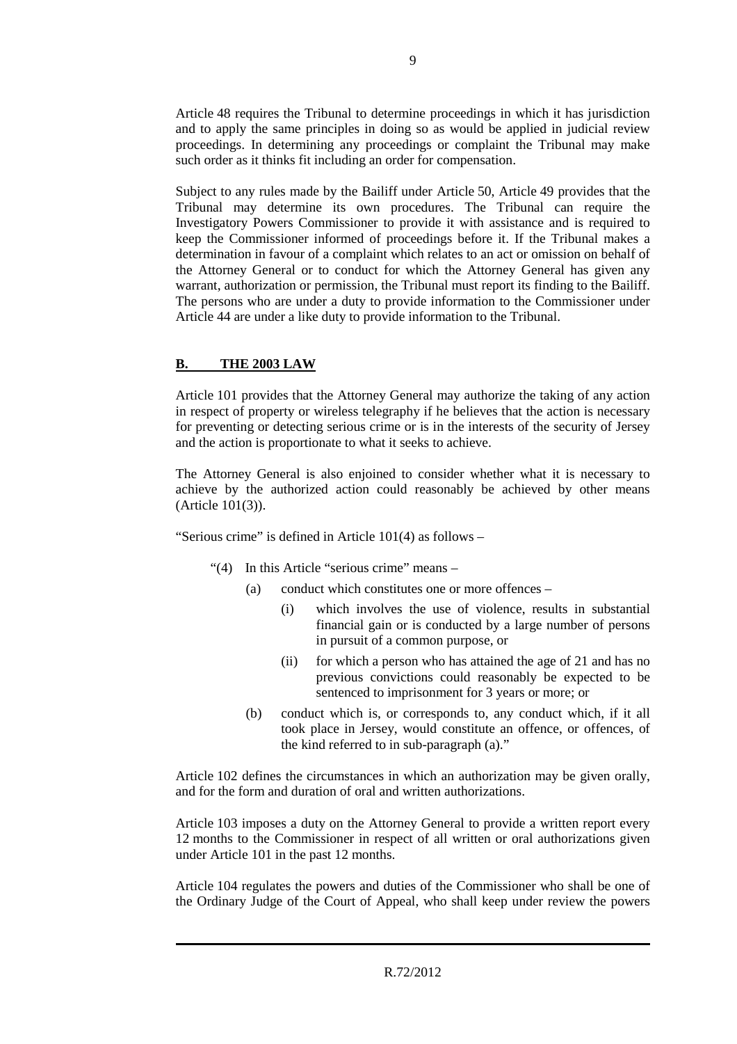Article 48 requires the Tribunal to determine proceedings in which it has jurisdiction and to apply the same principles in doing so as would be applied in judicial review proceedings. In determining any proceedings or complaint the Tribunal may make such order as it thinks fit including an order for compensation.

Subject to any rules made by the Bailiff under Article 50, Article 49 provides that the Tribunal may determine its own procedures. The Tribunal can require the Investigatory Powers Commissioner to provide it with assistance and is required to keep the Commissioner informed of proceedings before it. If the Tribunal makes a determination in favour of a complaint which relates to an act or omission on behalf of the Attorney General or to conduct for which the Attorney General has given any warrant, authorization or permission, the Tribunal must report its finding to the Bailiff. The persons who are under a duty to provide information to the Commissioner under Article 44 are under a like duty to provide information to the Tribunal.

## **B. THE 2003 LAW**

Article 101 provides that the Attorney General may authorize the taking of any action in respect of property or wireless telegraphy if he believes that the action is necessary for preventing or detecting serious crime or is in the interests of the security of Jersey and the action is proportionate to what it seeks to achieve.

The Attorney General is also enjoined to consider whether what it is necessary to achieve by the authorized action could reasonably be achieved by other means (Article 101(3)).

"Serious crime" is defined in Article 101(4) as follows –

> "(4) In this Article "serious crime" means –
>
> (a) conduct which constitutes one or more offences –
>
> (i) which involves the use of violence, results in substantial financial gain or is conducted by a large number of persons in pursuit of a common purpose, or
>
> (ii) for which a person who has attained the age of 21 and has no previous convictions could reasonably be expected to be sentenced to imprisonment for 3 years or more; or
>
> (b) conduct which is, or corresponds to, any conduct which, if it all took place in Jersey, would constitute an offence, or offences, of the kind referred to in sub-paragraph (a)."

Article 102 defines the circumstances in which an authorization may be given orally, and for the form and duration of oral and written authorizations.

Article 103 imposes a duty on the Attorney General to provide a written report every 12 months to the Commissioner in respect of all written or oral authorizations given under Article 101 in the past 12 months.

Article 104 regulates the powers and duties of the Commissioner who shall be one of the Ordinary Judge of the Court of Appeal, who shall keep under review the powers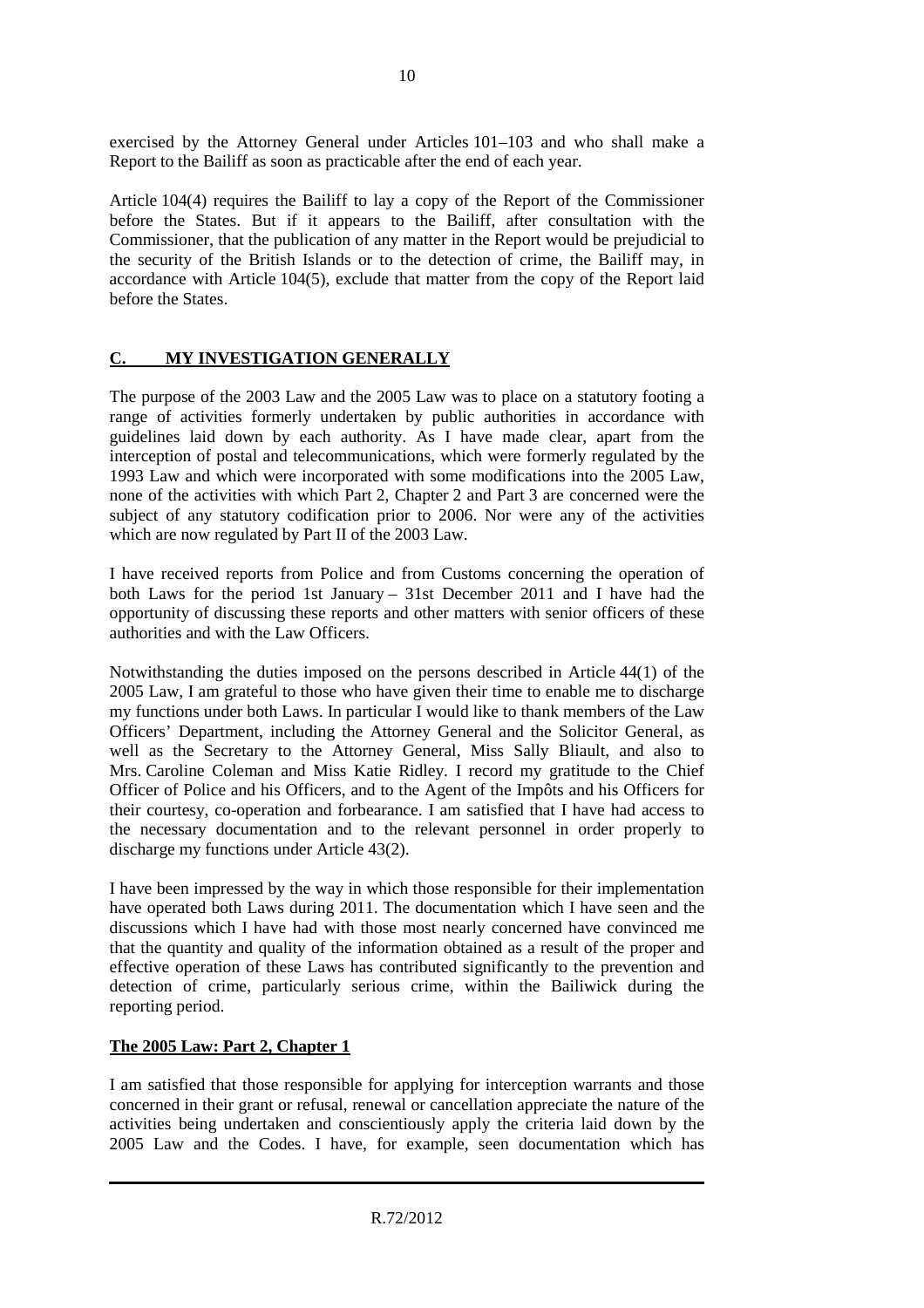exercised by the Attorney General under Articles 101–103 and who shall make a Report to the Bailiff as soon as practicable after the end of each year.

Article 104(4) requires the Bailiff to lay a copy of the Report of the Commissioner before the States. But if it appears to the Bailiff, after consultation with the Commissioner, that the publication of any matter in the Report would be prejudicial to the security of the British Islands or to the detection of crime, the Bailiff may, in accordance with Article 104(5), exclude that matter from the copy of the Report laid before the States.

## C. MY INVESTIGATION GENERALLY

The purpose of the 2003 Law and the 2005 Law was to place on a statutory footing a range of activities formerly undertaken by public authorities in accordance with guidelines laid down by each authority. As I have made clear, apart from the interception of postal and telecommunications, which were formerly regulated by the 1993 Law and which were incorporated with some modifications into the 2005 Law, none of the activities with which Part 2, Chapter 2 and Part 3 are concerned were the subject of any statutory codification prior to 2006. Nor were any of the activities which are now regulated by Part II of the 2003 Law.

I have received reports from Police and from Customs concerning the operation of both Laws for the period 1st January – 31st December 2011 and I have had the opportunity of discussing these reports and other matters with senior officers of these authorities and with the Law Officers.

Notwithstanding the duties imposed on the persons described in Article 44(1) of the 2005 Law, I am grateful to those who have given their time to enable me to discharge my functions under both Laws. In particular I would like to thank members of the Law Officers' Department, including the Attorney General and the Solicitor General, as well as the Secretary to the Attorney General, Miss Sally Bliault, and also to Mrs. Caroline Coleman and Miss Katie Ridley. I record my gratitude to the Chief Officer of Police and his Officers, and to the Agent of the Impôts and his Officers for their courtesy, co-operation and forbearance. I am satisfied that I have had access to the necessary documentation and to the relevant personnel in order properly to discharge my functions under Article 43(2).

I have been impressed by the way in which those responsible for their implementation have operated both Laws during 2011. The documentation which I have seen and the discussions which I have had with those most nearly concerned have convinced me that the quantity and quality of the information obtained as a result of the proper and effective operation of these Laws has contributed significantly to the prevention and detection of crime, particularly serious crime, within the Bailiwick during the reporting period.

### The 2005 Law: Part 2, Chapter 1

I am satisfied that those responsible for applying for interception warrants and those concerned in their grant or refusal, renewal or cancellation appreciate the nature of the activities being undertaken and conscientiously apply the criteria laid down by the 2005 Law and the Codes. I have, for example, seen documentation which has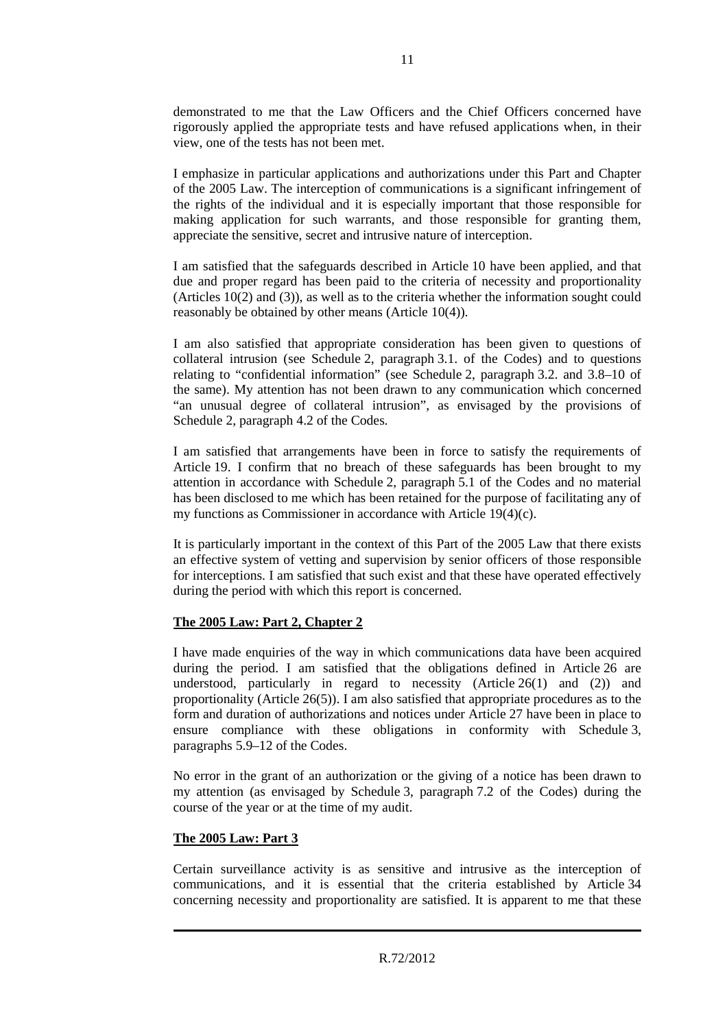demonstrated to me that the Law Officers and the Chief Officers concerned have rigorously applied the appropriate tests and have refused applications when, in their view, one of the tests has not been met.

I emphasize in particular applications and authorizations under this Part and Chapter of the 2005 Law. The interception of communications is a significant infringement of the rights of the individual and it is especially important that those responsible for making application for such warrants, and those responsible for granting them, appreciate the sensitive, secret and intrusive nature of interception.

I am satisfied that the safeguards described in Article 10 have been applied, and that due and proper regard has been paid to the criteria of necessity and proportionality (Articles 10(2) and (3)), as well as to the criteria whether the information sought could reasonably be obtained by other means (Article 10(4)).

I am also satisfied that appropriate consideration has been given to questions of collateral intrusion (see Schedule 2, paragraph 3.1. of the Codes) and to questions relating to "confidential information" (see Schedule 2, paragraph 3.2. and 3.8–10 of the same). My attention has not been drawn to any communication which concerned "an unusual degree of collateral intrusion", as envisaged by the provisions of Schedule 2, paragraph 4.2 of the Codes.

I am satisfied that arrangements have been in force to satisfy the requirements of Article 19. I confirm that no breach of these safeguards has been brought to my attention in accordance with Schedule 2, paragraph 5.1 of the Codes and no material has been disclosed to me which has been retained for the purpose of facilitating any of my functions as Commissioner in accordance with Article 19(4)(c).

It is particularly important in the context of this Part of the 2005 Law that there exists an effective system of vetting and supervision by senior officers of those responsible for interceptions. I am satisfied that such exist and that these have operated effectively during the period with which this report is concerned.

**The 2005 Law: Part 2, Chapter 2**

I have made enquiries of the way in which communications data have been acquired during the period. I am satisfied that the obligations defined in Article 26 are understood, particularly in regard to necessity (Article 26(1) and (2)) and proportionality (Article 26(5)). I am also satisfied that appropriate procedures as to the form and duration of authorizations and notices under Article 27 have been in place to ensure compliance with these obligations in conformity with Schedule 3, paragraphs 5.9–12 of the Codes.

No error in the grant of an authorization or the giving of a notice has been drawn to my attention (as envisaged by Schedule 3, paragraph 7.2 of the Codes) during the course of the year or at the time of my audit.

**The 2005 Law: Part 3**

Certain surveillance activity is as sensitive and intrusive as the interception of communications, and it is essential that the criteria established by Article 34 concerning necessity and proportionality are satisfied. It is apparent to me that these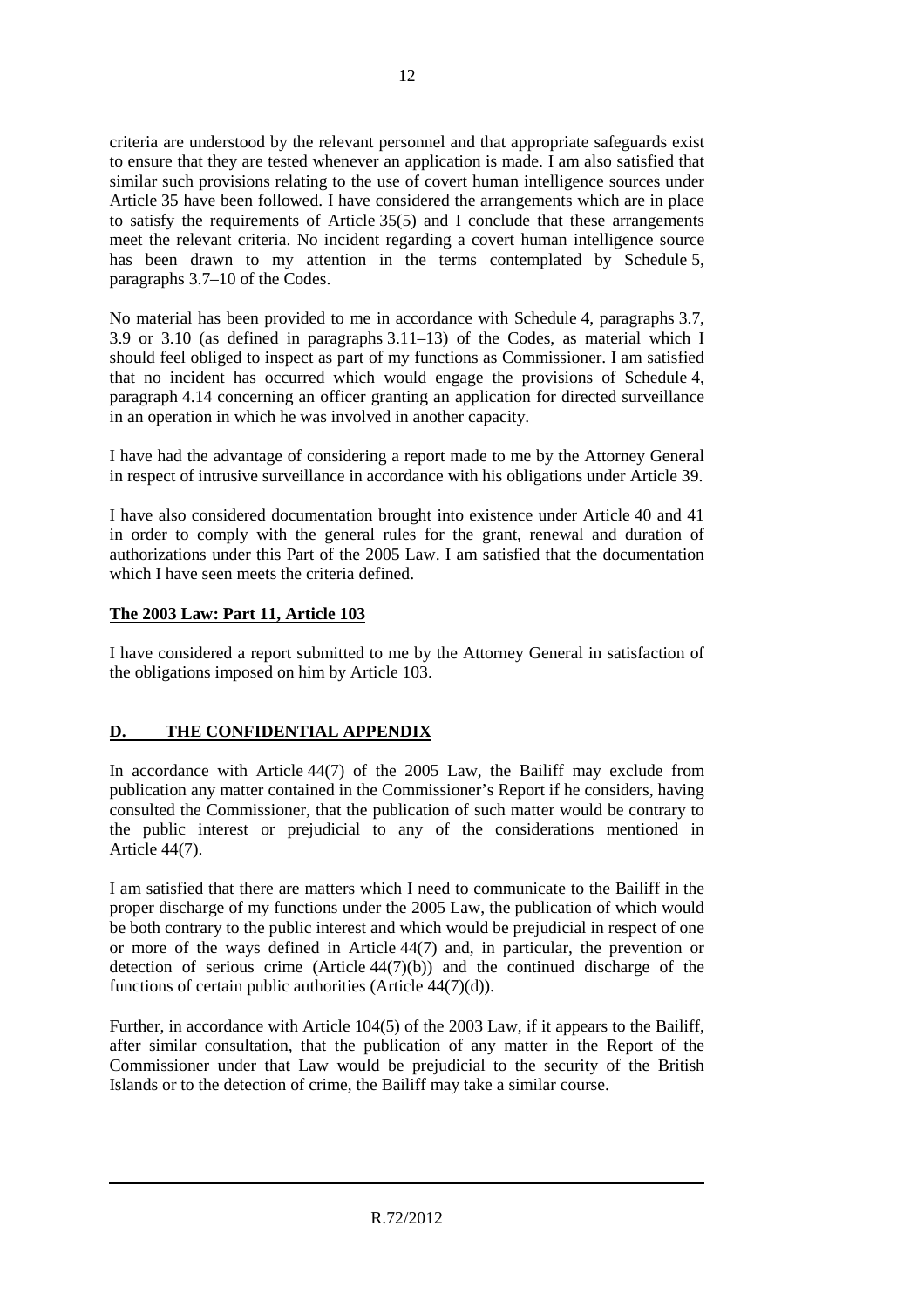criteria are understood by the relevant personnel and that appropriate safeguards exist to ensure that they are tested whenever an application is made. I am also satisfied that similar such provisions relating to the use of covert human intelligence sources under Article 35 have been followed. I have considered the arrangements which are in place to satisfy the requirements of Article 35(5) and I conclude that these arrangements meet the relevant criteria. No incident regarding a covert human intelligence source has been drawn to my attention in the terms contemplated by Schedule 5, paragraphs 3.7–10 of the Codes.

No material has been provided to me in accordance with Schedule 4, paragraphs 3.7, 3.9 or 3.10 (as defined in paragraphs 3.11–13) of the Codes, as material which I should feel obliged to inspect as part of my functions as Commissioner. I am satisfied that no incident has occurred which would engage the provisions of Schedule 4, paragraph 4.14 concerning an officer granting an application for directed surveillance in an operation in which he was involved in another capacity.

I have had the advantage of considering a report made to me by the Attorney General in respect of intrusive surveillance in accordance with his obligations under Article 39.

I have also considered documentation brought into existence under Article 40 and 41 in order to comply with the general rules for the grant, renewal and duration of authorizations under this Part of the 2005 Law. I am satisfied that the documentation which I have seen meets the criteria defined.

**The 2003 Law: Part 11, Article 103**

I have considered a report submitted to me by the Attorney General in satisfaction of the obligations imposed on him by Article 103.

## D. THE CONFIDENTIAL APPENDIX

In accordance with Article 44(7) of the 2005 Law, the Bailiff may exclude from publication any matter contained in the Commissioner's Report if he considers, having consulted the Commissioner, that the publication of such matter would be contrary to the public interest or prejudicial to any of the considerations mentioned in Article 44(7).

I am satisfied that there are matters which I need to communicate to the Bailiff in the proper discharge of my functions under the 2005 Law, the publication of which would be both contrary to the public interest and which would be prejudicial in respect of one or more of the ways defined in Article 44(7) and, in particular, the prevention or detection of serious crime (Article 44(7)(b)) and the continued discharge of the functions of certain public authorities (Article 44(7)(d)).

Further, in accordance with Article 104(5) of the 2003 Law, if it appears to the Bailiff, after similar consultation, that the publication of any matter in the Report of the Commissioner under that Law would be prejudicial to the security of the British Islands or to the detection of crime, the Bailiff may take a similar course.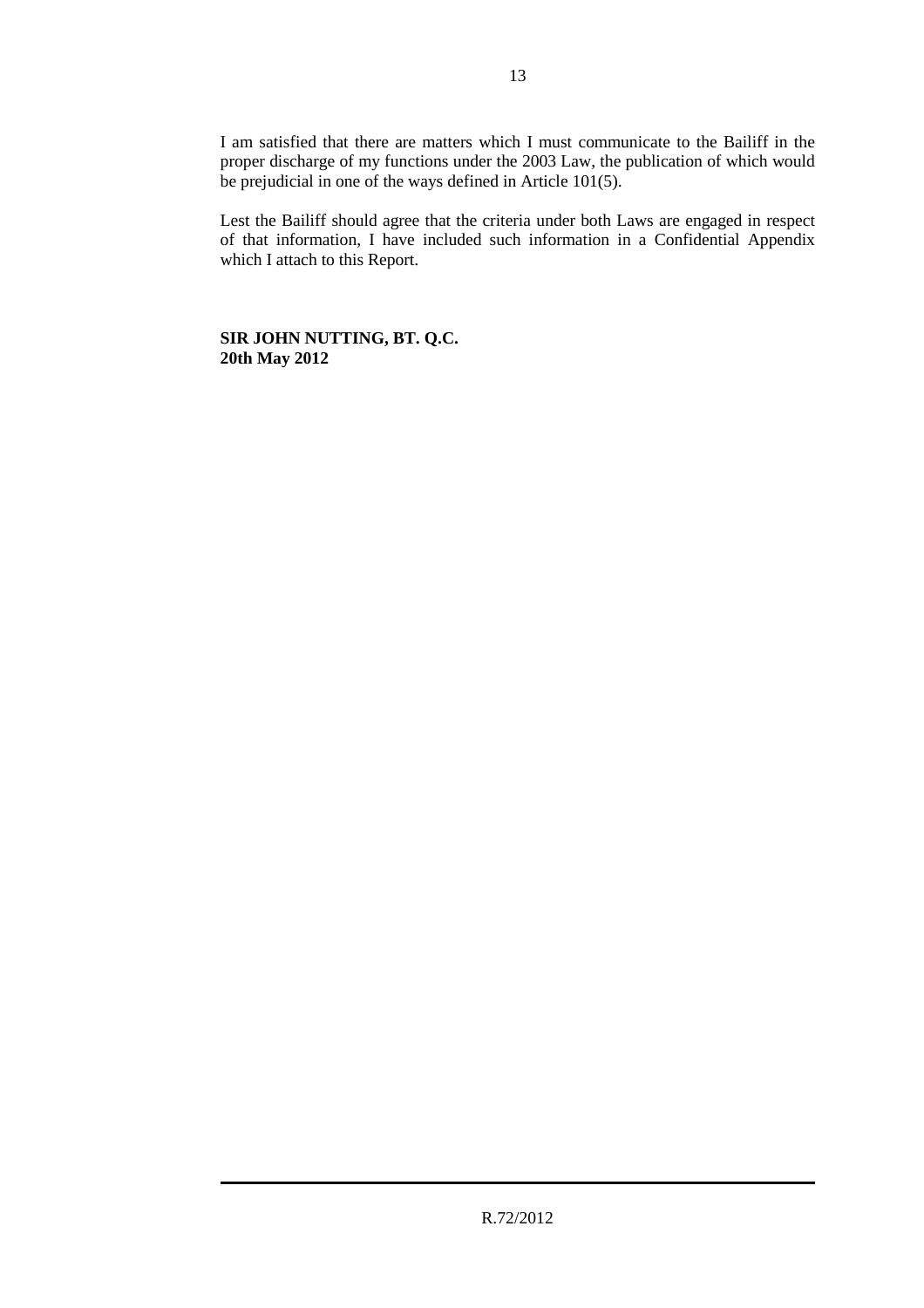I am satisfied that there are matters which I must communicate to the Bailiff in the proper discharge of my functions under the 2003 Law, the publication of which would be prejudicial in one of the ways defined in Article 101(5).

Lest the Bailiff should agree that the criteria under both Laws are engaged in respect of that information, I have included such information in a Confidential Appendix which I attach to this Report.

**SIR JOHN NUTTING, BT. Q.C.**
**20th May 2012**